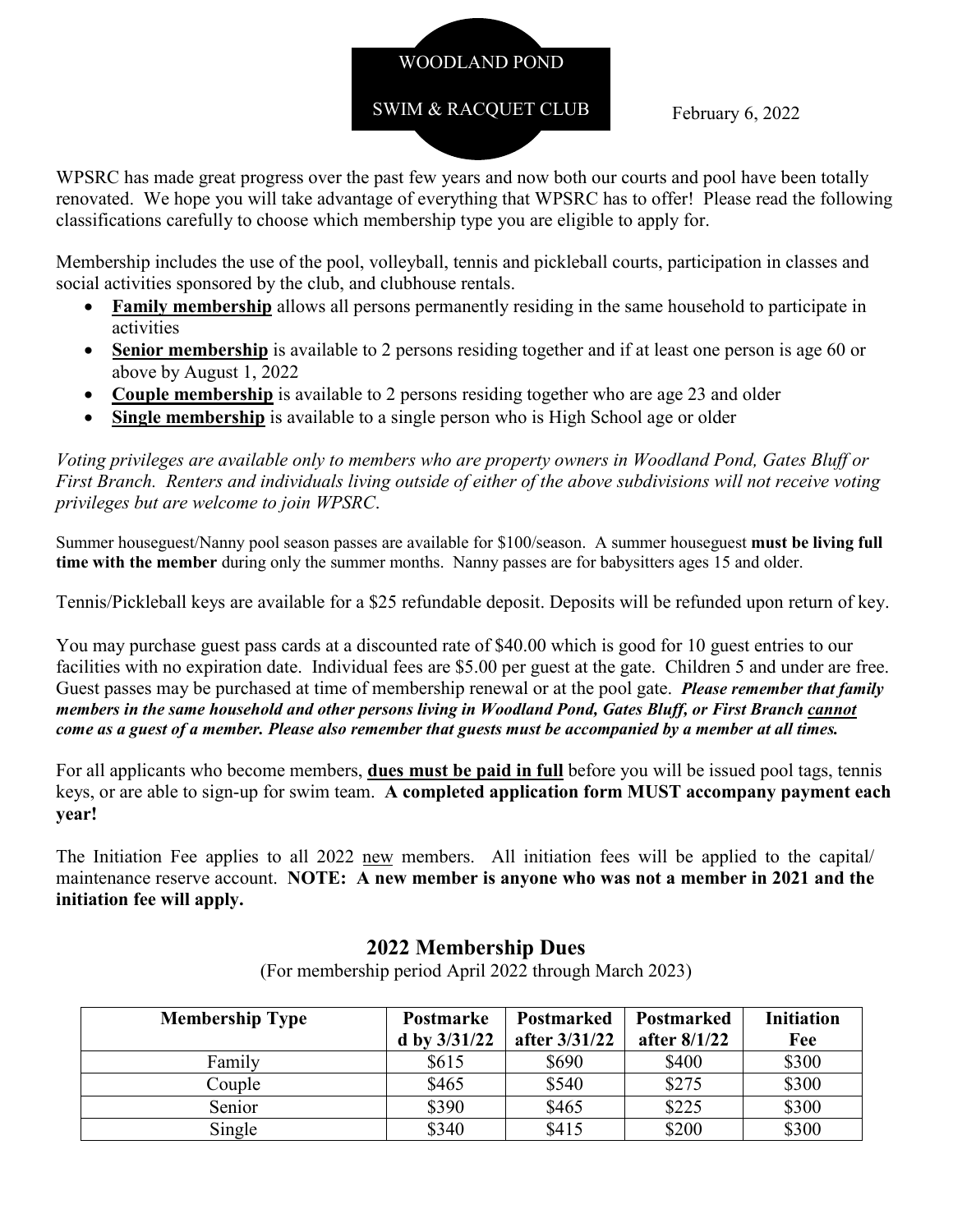WOODLAND POND

SWIM & RACQUET CLUB

February 6, 2022

WPSRC has made great progress over the past few years and now both our courts and pool have been totally renovated. We hope you will take advantage of everything that WPSRC has to offer! Please read the following classifications carefully to choose which membership type you are eligible to apply for.

Membership includes the use of the pool, volleyball, tennis and pickleball courts, participation in classes and social activities sponsored by the club, and clubhouse rentals.

- **Family membership** allows all persons permanently residing in the same household to participate in activities
- **Senior membership** is available to 2 persons residing together and if at least one person is age 60 or above by August 1, 2022
- **Couple membership** is available to 2 persons residing together who are age 23 and older
- **Single membership** is available to a single person who is High School age or older

*Voting privileges are available only to members who are property owners in Woodland Pond, Gates Bluff or First Branch. Renters and individuals living outside of either of the above subdivisions will not receive voting privileges but are welcome to join WPSRC.*

Summer houseguest/Nanny pool season passes are available for $100/season. A summer houseguest **must be living full time with the member** during only the summer months. Nanny passes are for babysitters ages 15 and older.

Tennis/Pickleball keys are available for a $25 refundable deposit. Deposits will be refunded upon return of key.

You may purchase guest pass cards at a discounted rate of $40.00 which is good for 10 guest entries to our facilities with no expiration date. Individual fees are $5.00 per guest at the gate. Children 5 and under are free. Guest passes may be purchased at time of membership renewal or at the pool gate. ***Please remember that family members in the same household and other persons living in Woodland Pond, Gates Bluff, or First Branch cannot come as a guest of a member. Please also remember that guests must be accompanied by a member at all times.***

For all applicants who become members, **dues must be paid in full** before you will be issued pool tags, tennis keys, or are able to sign-up for swim team. **A completed application form MUST accompany payment each year!**

The Initiation Fee applies to all 2022 new members. All initiation fees will be applied to the capital/ maintenance reserve account. **NOTE: A new member is anyone who was not a member in 2021 and the initiation fee will apply.**

## 2022 Membership Dues

(For membership period April 2022 through March 2023)

| Membership Type | Postmarked by 3/31/22 | Postmarked after 3/31/22 | Postmarked after 8/1/22 | Initiation Fee |
|---|---|---|---|---|
| Family | $615 | $690 | $400 | $300 |
| Couple | $465 | $540 | $275 | $300 |
| Senior | $390 | $465 | $225 | $300 |
| Single | $340 | $415 | $200 | $300 |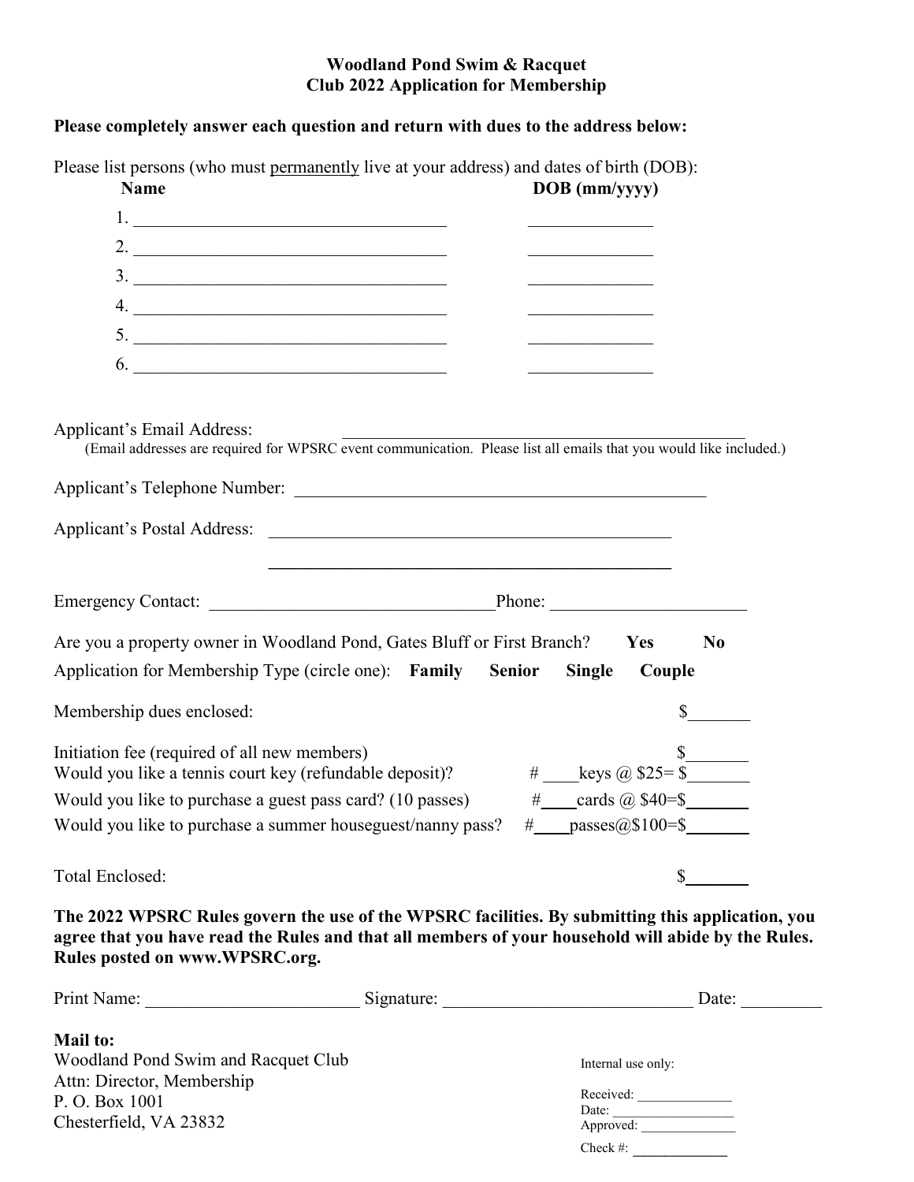**Woodland Pond Swim & Racquet**
**Club 2022 Application for Membership**

**Please completely answer each question and return with dues to the address below:**

Please list persons (who must permanently live at your address) and dates of birth (DOB):

| Name | DOB (mm/yyyy) |
|---|---|
| 1. ______________________________ | ____________ |
| 2. ______________________________ | ____________ |
| 3. ______________________________ | ____________ |
| 4. ______________________________ | ____________ |
| 5. ______________________________ | ____________ |
| 6. ______________________________ | ____________ |

Applicant's Email Address: ________________________________________
(Email addresses are required for WPSRC event communication. Please list all emails that you would like included.)

Applicant's Telephone Number: ________________________________________

Applicant's Postal Address: ________________________________________

________________________________________

Emergency Contact: ______________________________ Phone: ____________________

Are you a property owner in Woodland Pond, Gates Bluff or First Branch? **Yes** **No**

Application for Membership Type (circle one): **Family** **Senior** **Single** **Couple**

Membership dues enclosed: $_______

Initiation fee (required of all new members) $_______

Would you like a tennis court key (refundable deposit)? # ____keys @ $25= $_______

Would you like to purchase a guest pass card? (10 passes) # ____cards @ $40=$_______

Would you like to purchase a summer houseguest/nanny pass? # ____passes@$100=$_______

Total Enclosed: $_______

**The 2022 WPSRC Rules govern the use of the WPSRC facilities. By submitting this application, you agree that you have read the Rules and that all members of your household will abide by the Rules. Rules posted on www.WPSRC.org.**

Print Name: ____________________ Signature: ________________________ Date: _________

**Mail to:**
Woodland Pond Swim and Racquet Club
Attn: Director, Membership
P. O. Box 1001
Chesterfield, VA 23832

Internal use only:

Received: _____________
Date: _____________
Approved: _____________
Check #: _____________